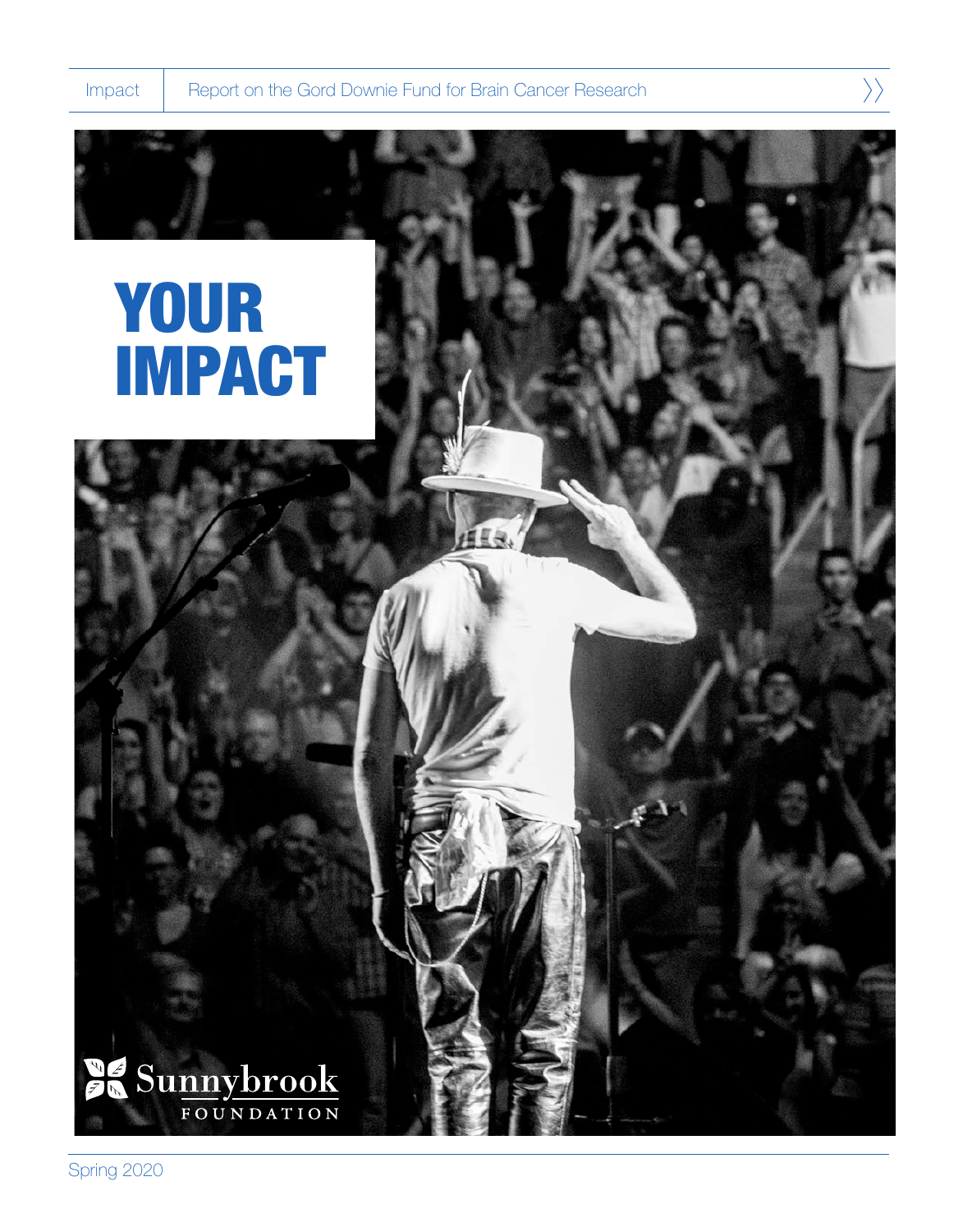Impact | Report on the Gord Downie Fund for Brain Cancer Research

# YOUR IMPACT

Sunnybrook FOUNDATION

Spring 2020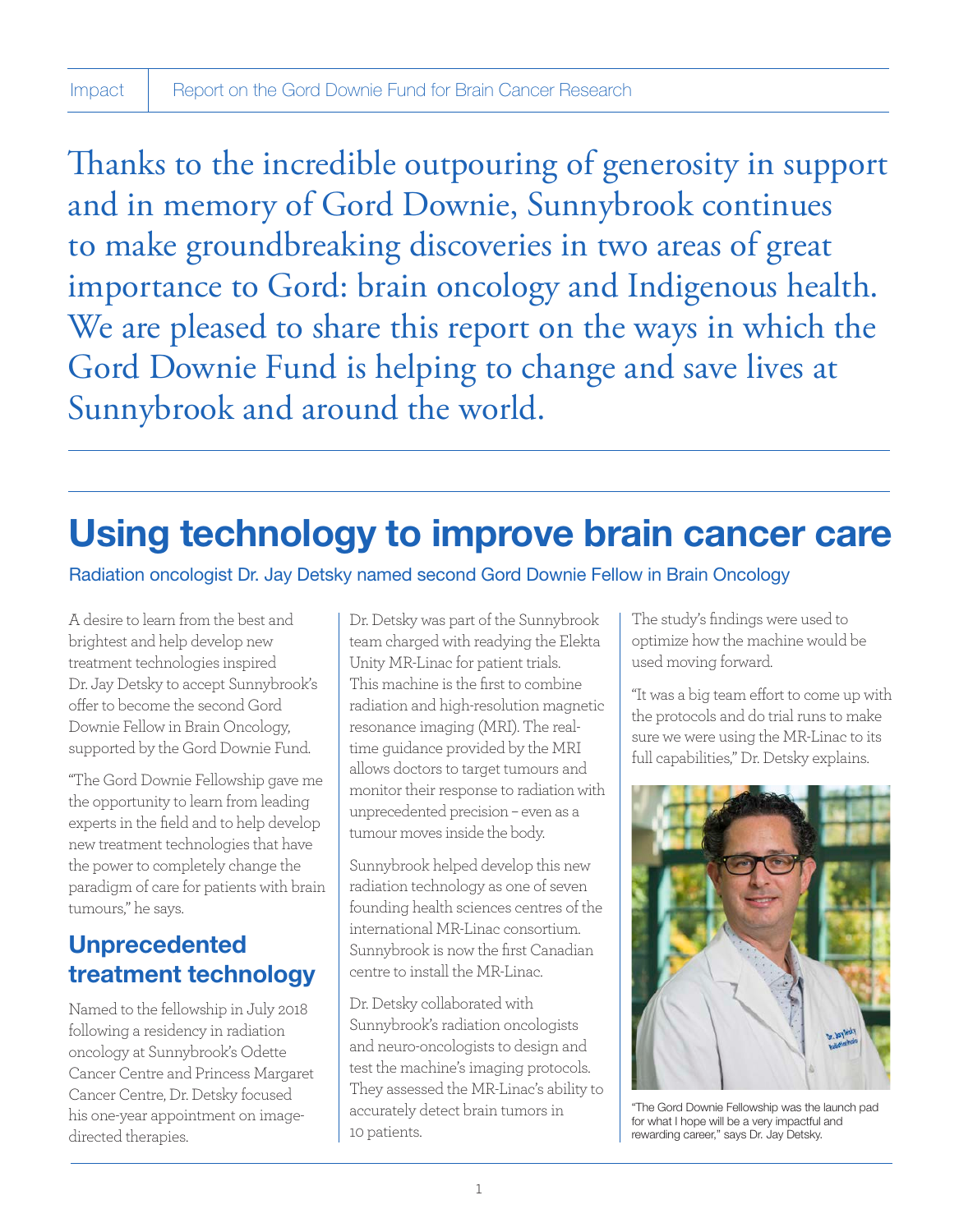Thanks to the incredible outpouring of generosity in support and in memory of Gord Downie, Sunnybrook continues to make groundbreaking discoveries in two areas of great importance to Gord: brain oncology and Indigenous health. We are pleased to share this report on the ways in which the Gord Downie Fund is helping to change and save lives at Sunnybrook and around the world.

# Using technology to improve brain cancer care

Radiation oncologist Dr. Jay Detsky named second Gord Downie Fellow in Brain Oncology

A desire to learn from the best and brightest and help develop new treatment technologies inspired Dr. Jay Detsky to accept Sunnybrook's offer to become the second Gord Downie Fellow in Brain Oncology, supported by the Gord Downie Fund.

"The Gord Downie Fellowship gave me the opportunity to learn from leading experts in the field and to help develop new treatment technologies that have the power to completely change the paradigm of care for patients with brain tumours," he says.

## Unprecedented treatment technology

Named to the fellowship in July 2018 following a residency in radiation oncology at Sunnybrook's Odette Cancer Centre and Princess Margaret Cancer Centre, Dr. Detsky focused his one-year appointment on image-directed therapies.

Dr. Detsky was part of the Sunnybrook team charged with readying the Elekta Unity MR-Linac for patient trials. This machine is the first to combine radiation and high-resolution magnetic resonance imaging (MRI). The real-time guidance provided by the MRI allows doctors to target tumours and monitor their response to radiation with unprecedented precision – even as a tumour moves inside the body.

Sunnybrook helped develop this new radiation technology as one of seven founding health sciences centres of the international MR-Linac consortium. Sunnybrook is now the first Canadian centre to install the MR-Linac.

Dr. Detsky collaborated with Sunnybrook's radiation oncologists and neuro-oncologists to design and test the machine's imaging protocols. They assessed the MR-Linac's ability to accurately detect brain tumors in 10 patients.

The study's findings were used to optimize how the machine would be used moving forward.

"It was a big team effort to come up with the protocols and do trial runs to make sure we were using the MR-Linac to its full capabilities," Dr. Detsky explains.

"The Gord Downie Fellowship was the launch pad for what I hope will be a very impactful and rewarding career," says Dr. Jay Detsky.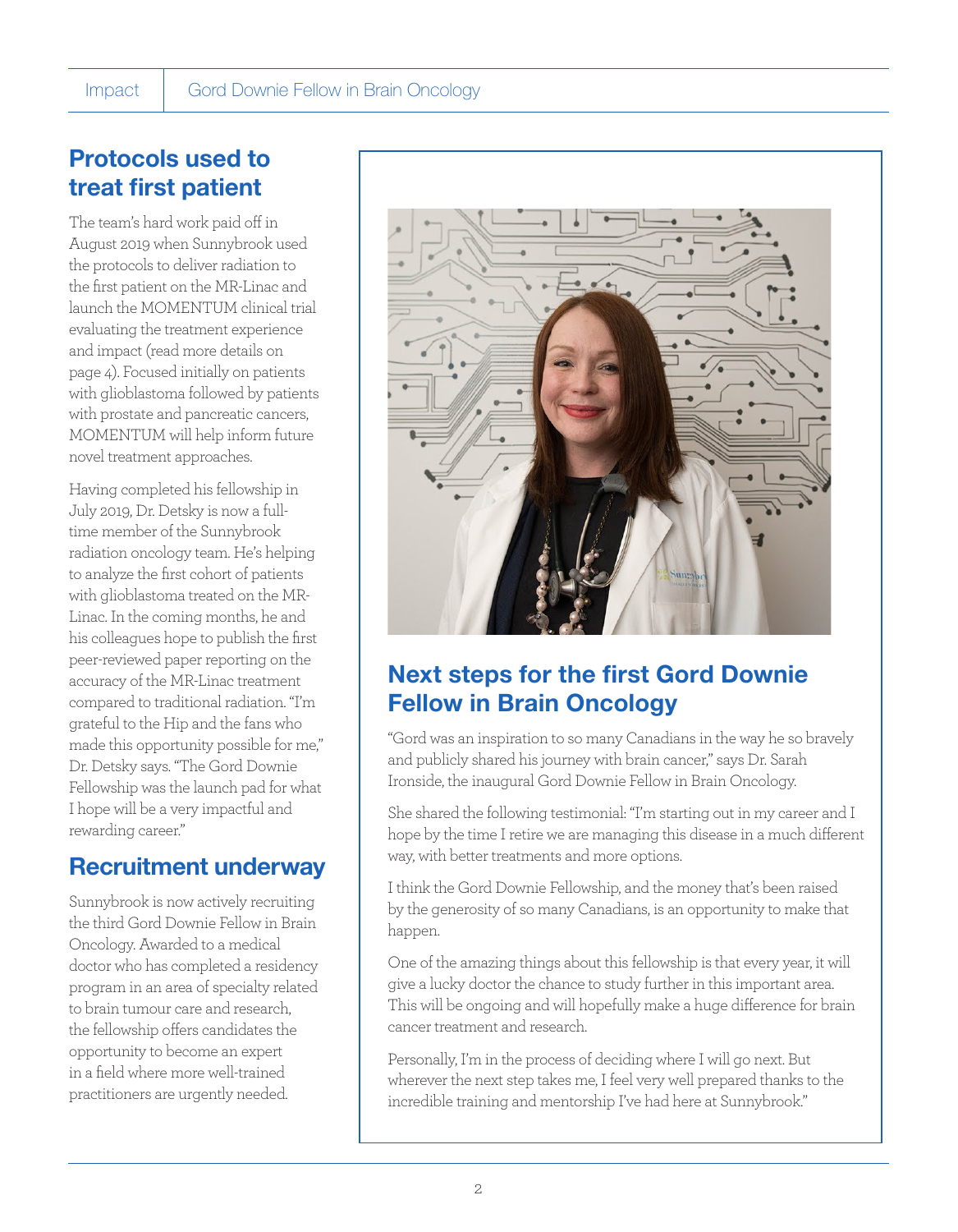## Protocols used to treat first patient

The team's hard work paid off in August 2019 when Sunnybrook used the protocols to deliver radiation to the first patient on the MR-Linac and launch the MOMENTUM clinical trial evaluating the treatment experience and impact (read more details on page 4). Focused initially on patients with glioblastoma followed by patients with prostate and pancreatic cancers, MOMENTUM will help inform future novel treatment approaches.

Having completed his fellowship in July 2019, Dr. Detsky is now a full-time member of the Sunnybrook radiation oncology team. He's helping to analyze the first cohort of patients with glioblastoma treated on the MR-Linac. In the coming months, he and his colleagues hope to publish the first peer-reviewed paper reporting on the accuracy of the MR-Linac treatment compared to traditional radiation. "I'm grateful to the Hip and the fans who made this opportunity possible for me," Dr. Detsky says. "The Gord Downie Fellowship was the launch pad for what I hope will be a very impactful and rewarding career."

## Recruitment underway

Sunnybrook is now actively recruiting the third Gord Downie Fellow in Brain Oncology. Awarded to a medical doctor who has completed a residency program in an area of specialty related to brain tumour care and research, the fellowship offers candidates the opportunity to become an expert in a field where more well-trained practitioners are urgently needed.

## Next steps for the first Gord Downie Fellow in Brain Oncology

"Gord was an inspiration to so many Canadians in the way he so bravely and publicly shared his journey with brain cancer," says Dr. Sarah Ironside, the inaugural Gord Downie Fellow in Brain Oncology.

She shared the following testimonial: "I'm starting out in my career and I hope by the time I retire we are managing this disease in a much different way, with better treatments and more options.

I think the Gord Downie Fellowship, and the money that's been raised by the generosity of so many Canadians, is an opportunity to make that happen.

One of the amazing things about this fellowship is that every year, it will give a lucky doctor the chance to study further in this important area. This will be ongoing and will hopefully make a huge difference for brain cancer treatment and research.

Personally, I'm in the process of deciding where I will go next. But wherever the next step takes me, I feel very well prepared thanks to the incredible training and mentorship I've had here at Sunnybrook."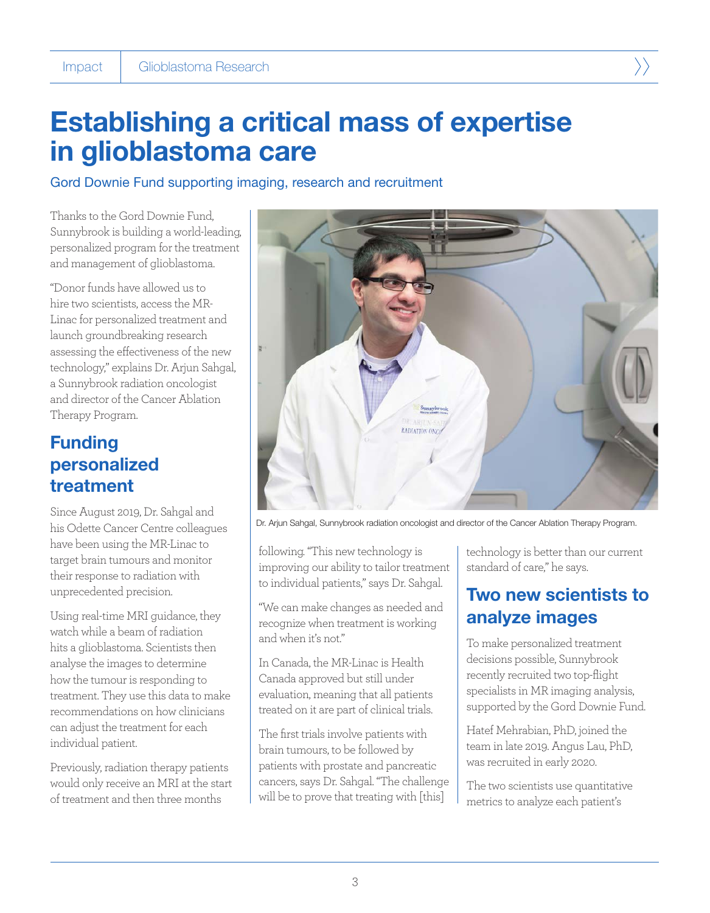# Establishing a critical mass of expertise in glioblastoma care

Gord Downie Fund supporting imaging, research and recruitment

Thanks to the Gord Downie Fund, Sunnybrook is building a world-leading, personalized program for the treatment and management of glioblastoma.

"Donor funds have allowed us to hire two scientists, access the MR-Linac for personalized treatment and launch groundbreaking research assessing the effectiveness of the new technology," explains Dr. Arjun Sahgal, a Sunnybrook radiation oncologist and director of the Cancer Ablation Therapy Program.

Dr. Arjun Sahgal, Sunnybrook radiation oncologist and director of the Cancer Ablation Therapy Program.

## Funding personalized treatment

Since August 2019, Dr. Sahgal and his Odette Cancer Centre colleagues have been using the MR-Linac to target brain tumours and monitor their response to radiation with unprecedented precision.

Using real-time MRI guidance, they watch while a beam of radiation hits a glioblastoma. Scientists then analyse the images to determine how the tumour is responding to treatment. They use this data to make recommendations on how clinicians can adjust the treatment for each individual patient.

Previously, radiation therapy patients would only receive an MRI at the start of treatment and then three months following. "This new technology is improving our ability to tailor treatment to individual patients," says Dr. Sahgal.

"We can make changes as needed and recognize when treatment is working and when it's not."

In Canada, the MR-Linac is Health Canada approved but still under evaluation, meaning that all patients treated on it are part of clinical trials.

The first trials involve patients with brain tumours, to be followed by patients with prostate and pancreatic cancers, says Dr. Sahgal. "The challenge will be to prove that treating with [this] technology is better than our current standard of care," he says.

## Two new scientists to analyze images

To make personalized treatment decisions possible, Sunnybrook recently recruited two top-flight specialists in MR imaging analysis, supported by the Gord Downie Fund.

Hatef Mehrabian, PhD, joined the team in late 2019. Angus Lau, PhD, was recruited in early 2020.

The two scientists use quantitative metrics to analyze each patient's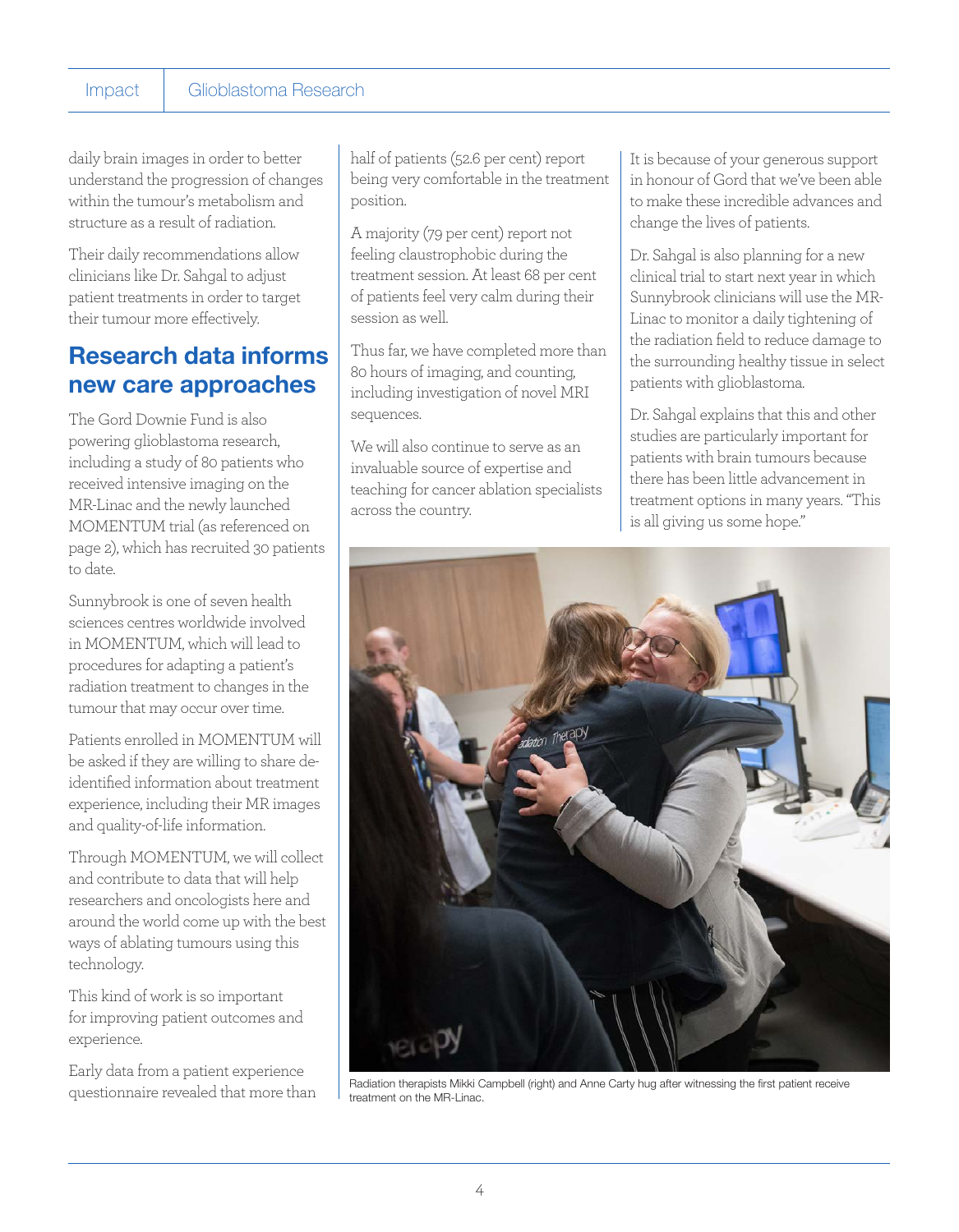daily brain images in order to better understand the progression of changes within the tumour's metabolism and structure as a result of radiation.

Their daily recommendations allow clinicians like Dr. Sahgal to adjust patient treatments in order to target their tumour more effectively.

## Research data informs new care approaches

The Gord Downie Fund is also powering glioblastoma research, including a study of 80 patients who received intensive imaging on the MR-Linac and the newly launched MOMENTUM trial (as referenced on page 2), which has recruited 30 patients to date.

Sunnybrook is one of seven health sciences centres worldwide involved in MOMENTUM, which will lead to procedures for adapting a patient's radiation treatment to changes in the tumour that may occur over time.

Patients enrolled in MOMENTUM will be asked if they are willing to share de-identified information about treatment experience, including their MR images and quality-of-life information.

Through MOMENTUM, we will collect and contribute to data that will help researchers and oncologists here and around the world come up with the best ways of ablating tumours using this technology.

This kind of work is so important for improving patient outcomes and experience.

Early data from a patient experience questionnaire revealed that more than half of patients (52.6 per cent) report being very comfortable in the treatment position.

A majority (79 per cent) report not feeling claustrophobic during the treatment session. At least 68 per cent of patients feel very calm during their session as well.

Thus far, we have completed more than 80 hours of imaging, and counting, including investigation of novel MRI sequences.

We will also continue to serve as an invaluable source of expertise and teaching for cancer ablation specialists across the country.

It is because of your generous support in honour of Gord that we've been able to make these incredible advances and change the lives of patients.

Dr. Sahgal is also planning for a new clinical trial to start next year in which Sunnybrook clinicians will use the MR-Linac to monitor a daily tightening of the radiation field to reduce damage to the surrounding healthy tissue in select patients with glioblastoma.

Dr. Sahgal explains that this and other studies are particularly important for patients with brain tumours because there has been little advancement in treatment options in many years. "This is all giving us some hope."

Radiation therapists Mikki Campbell (right) and Anne Carty hug after witnessing the first patient receive treatment on the MR-Linac.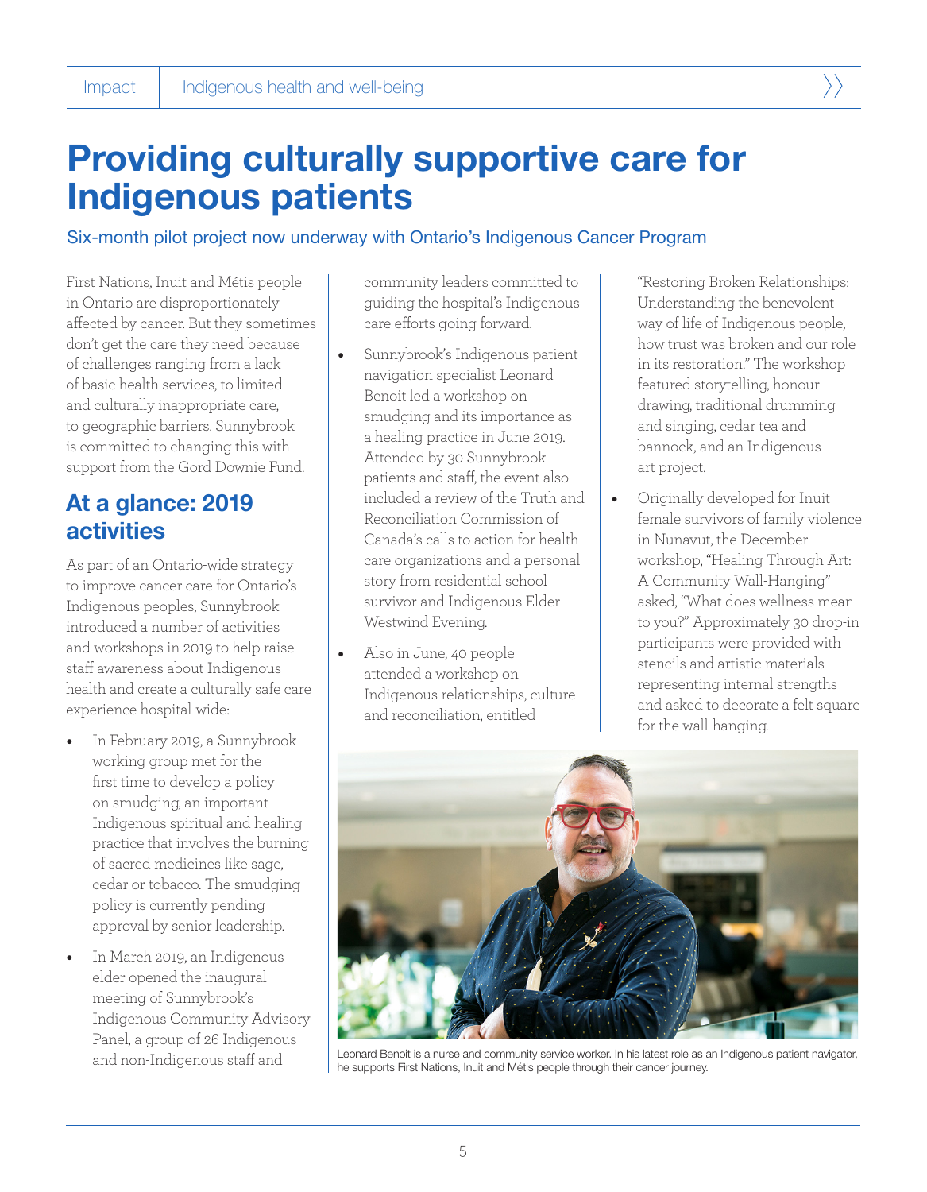# Providing culturally supportive care for Indigenous patients

Six-month pilot project now underway with Ontario's Indigenous Cancer Program

First Nations, Inuit and Métis people in Ontario are disproportionately affected by cancer. But they sometimes don't get the care they need because of challenges ranging from a lack of basic health services, to limited and culturally inappropriate care, to geographic barriers. Sunnybrook is committed to changing this with support from the Gord Downie Fund.

## At a glance: 2019 activities

As part of an Ontario-wide strategy to improve cancer care for Ontario's Indigenous peoples, Sunnybrook introduced a number of activities and workshops in 2019 to help raise staff awareness about Indigenous health and create a culturally safe care experience hospital-wide:

- In February 2019, a Sunnybrook working group met for the first time to develop a policy on smudging, an important Indigenous spiritual and healing practice that involves the burning of sacred medicines like sage, cedar or tobacco. The smudging policy is currently pending approval by senior leadership.
- In March 2019, an Indigenous elder opened the inaugural meeting of Sunnybrook's Indigenous Community Advisory Panel, a group of 26 Indigenous and non-Indigenous staff and community leaders committed to guiding the hospital's Indigenous care efforts going forward.
- Sunnybrook's Indigenous patient navigation specialist Leonard Benoit led a workshop on smudging and its importance as a healing practice in June 2019. Attended by 30 Sunnybrook patients and staff, the event also included a review of the Truth and Reconciliation Commission of Canada's calls to action for health-care organizations and a personal story from residential school survivor and Indigenous Elder Westwind Evening.
- Also in June, 40 people attended a workshop on Indigenous relationships, culture and reconciliation, entitled "Restoring Broken Relationships: Understanding the benevolent way of life of Indigenous people, how trust was broken and our role in its restoration." The workshop featured storytelling, honour drawing, traditional drumming and singing, cedar tea and bannock, and an Indigenous art project.
- Originally developed for Inuit female survivors of family violence in Nunavut, the December workshop, "Healing Through Art: A Community Wall-Hanging" asked, "What does wellness mean to you?" Approximately 30 drop-in participants were provided with stencils and artistic materials representing internal strengths and asked to decorate a felt square for the wall-hanging.

Leonard Benoit is a nurse and community service worker. In his latest role as an Indigenous patient navigator, he supports First Nations, Inuit and Métis people through their cancer journey.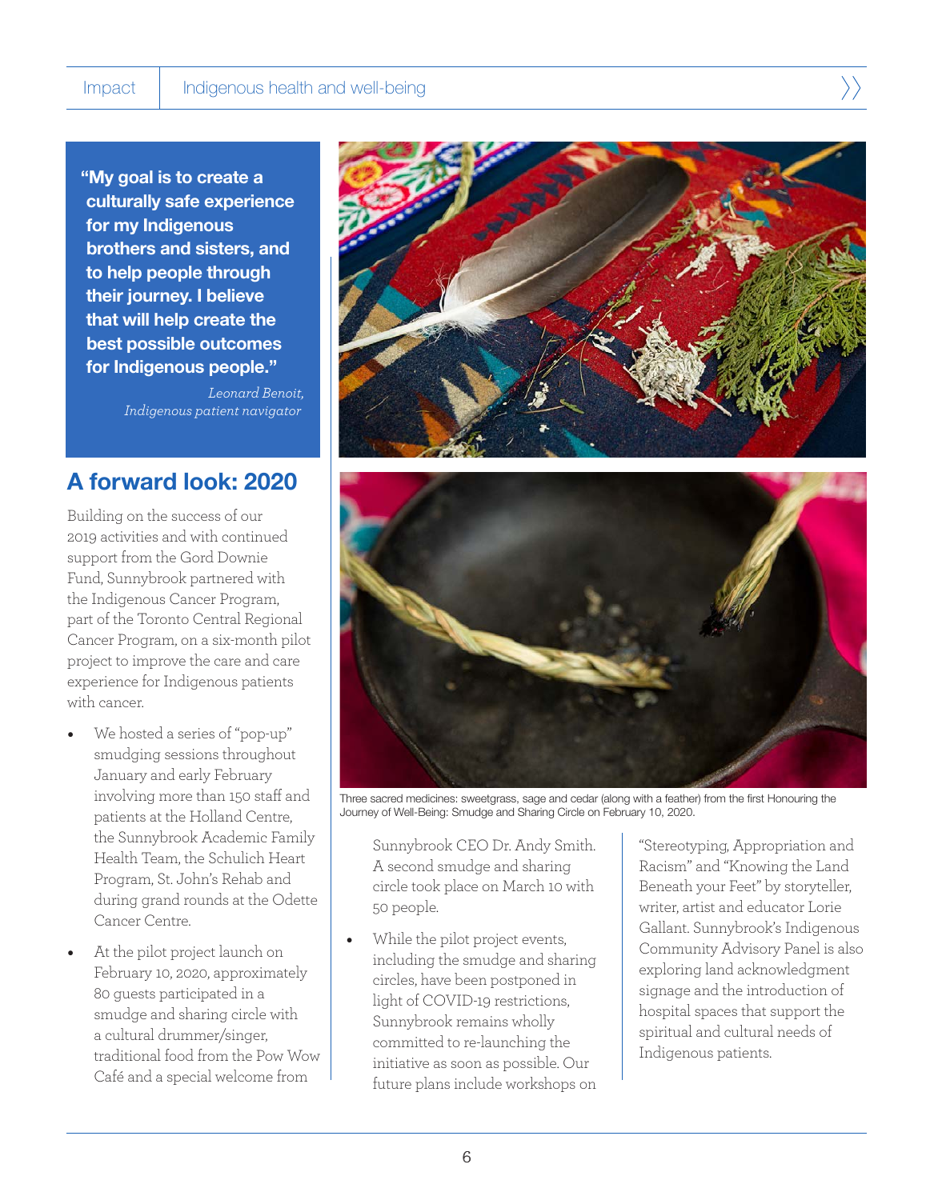> **"My goal is to create a culturally safe experience for my Indigenous brothers and sisters, and to help people through their journey. I believe that will help create the best possible outcomes for Indigenous people."**
>
> *Leonard Benoit, Indigenous patient navigator*

## A forward look: 2020

Building on the success of our 2019 activities and with continued support from the Gord Downie Fund, Sunnybrook partnered with the Indigenous Cancer Program, part of the Toronto Central Regional Cancer Program, on a six-month pilot project to improve the care and care experience for Indigenous patients with cancer.

- We hosted a series of "pop-up" smudging sessions throughout January and early February involving more than 150 staff and patients at the Holland Centre, the Sunnybrook Academic Family Health Team, the Schulich Heart Program, St. John's Rehab and during grand rounds at the Odette Cancer Centre.
- At the pilot project launch on February 10, 2020, approximately 80 guests participated in a smudge and sharing circle with a cultural drummer/singer, traditional food from the Pow Wow Café and a special welcome from Sunnybrook CEO Dr. Andy Smith. A second smudge and sharing circle took place on March 10 with 50 people.
- While the pilot project events, including the smudge and sharing circles, have been postponed in light of COVID-19 restrictions, Sunnybrook remains wholly committed to re-launching the initiative as soon as possible. Our future plans include workshops on "Stereotyping, Appropriation and Racism" and "Knowing the Land Beneath your Feet" by storyteller, writer, artist and educator Lorie Gallant. Sunnybrook's Indigenous Community Advisory Panel is also exploring land acknowledgment signage and the introduction of hospital spaces that support the spiritual and cultural needs of Indigenous patients.

Three sacred medicines: sweetgrass, sage and cedar (along with a feather) from the first Honouring the Journey of Well-Being: Smudge and Sharing Circle on February 10, 2020.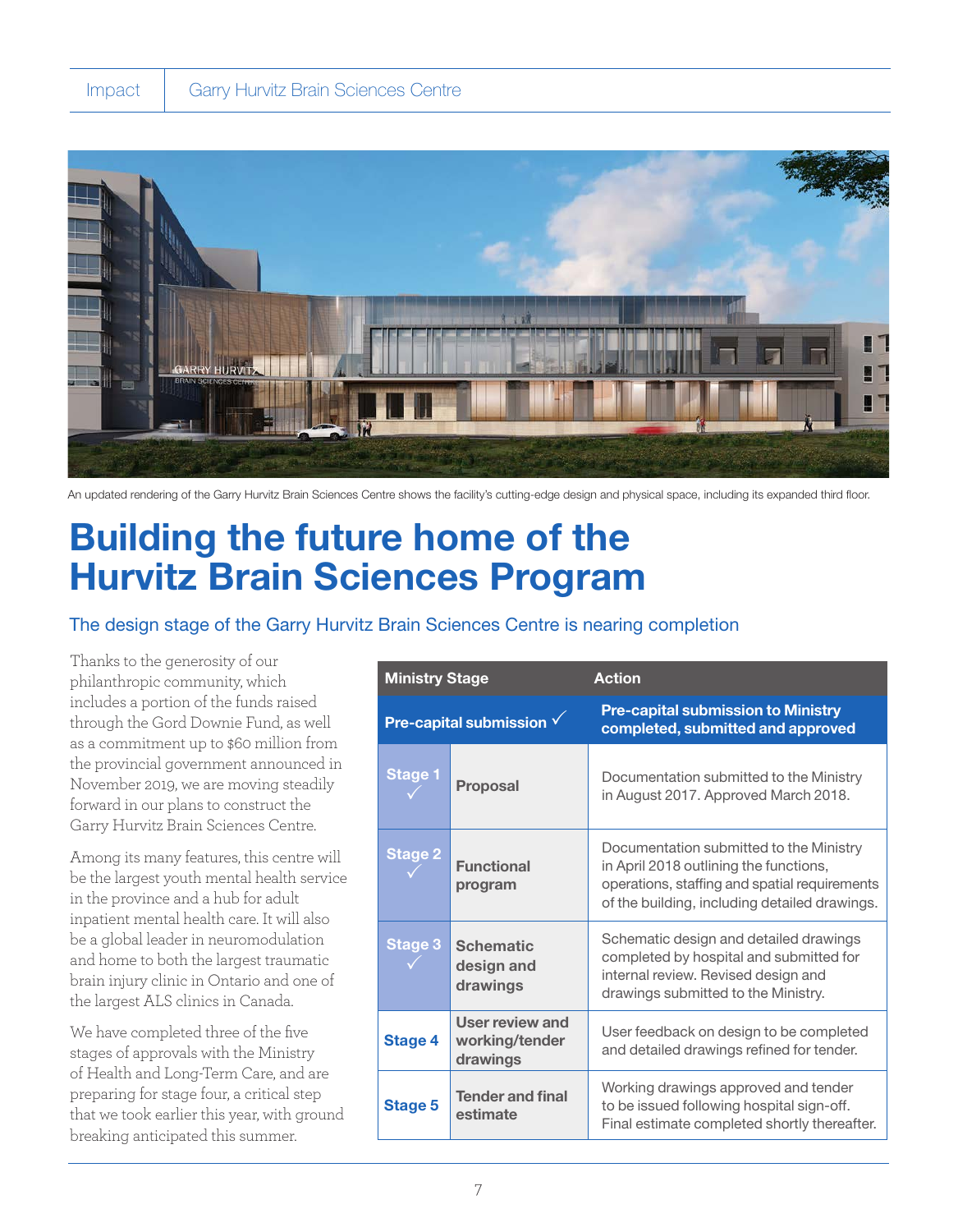An updated rendering of the Garry Hurvitz Brain Sciences Centre shows the facility's cutting-edge design and physical space, including its expanded third floor.

# Building the future home of the Hurvitz Brain Sciences Program

## The design stage of the Garry Hurvitz Brain Sciences Centre is nearing completion

Thanks to the generosity of our philanthropic community, which includes a portion of the funds raised through the Gord Downie Fund, as well as a commitment up to $60 million from the provincial government announced in November 2019, we are moving steadily forward in our plans to construct the Garry Hurvitz Brain Sciences Centre.

Among its many features, this centre will be the largest youth mental health service in the province and a hub for adult inpatient mental health care. It will also be a global leader in neuromodulation and home to both the largest traumatic brain injury clinic in Ontario and one of the largest ALS clinics in Canada.

We have completed three of the five stages of approvals with the Ministry of Health and Long-Term Care, and are preparing for stage four, a critical step that we took earlier this year, with ground breaking anticipated this summer.

| Ministry Stage | | Action |
|---|---|---|
| **Pre-capital submission ✓** | | **Pre-capital submission to Ministry completed, submitted and approved** |
| **Stage 1 ✓** | **Proposal** | Documentation submitted to the Ministry in August 2017. Approved March 2018. |
| **Stage 2 ✓** | **Functional program** | Documentation submitted to the Ministry in April 2018 outlining the functions, operations, staffing and spatial requirements of the building, including detailed drawings. |
| **Stage 3 ✓** | **Schematic design and drawings** | Schematic design and detailed drawings completed by hospital and submitted for internal review. Revised design and drawings submitted to the Ministry. |
| **Stage 4** | **User review and working/tender drawings** | User feedback on design to be completed and detailed drawings refined for tender. |
| **Stage 5** | **Tender and final estimate** | Working drawings approved and tender to be issued following hospital sign-off. Final estimate completed shortly thereafter. |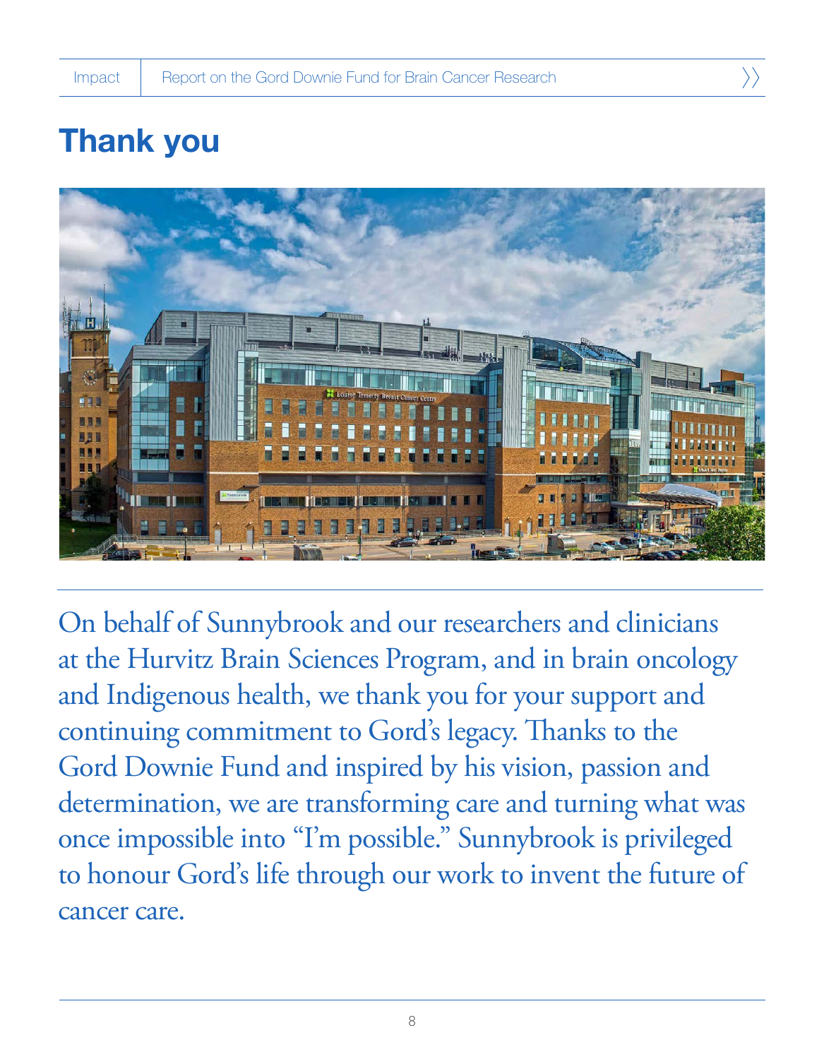# Thank you

On behalf of Sunnybrook and our researchers and clinicians at the Hurvitz Brain Sciences Program, and in brain oncology and Indigenous health, we thank you for your support and continuing commitment to Gord's legacy. Thanks to the Gord Downie Fund and inspired by his vision, passion and determination, we are transforming care and turning what was once impossible into "I'm possible." Sunnybrook is privileged to honour Gord's life through our work to invent the future of cancer care.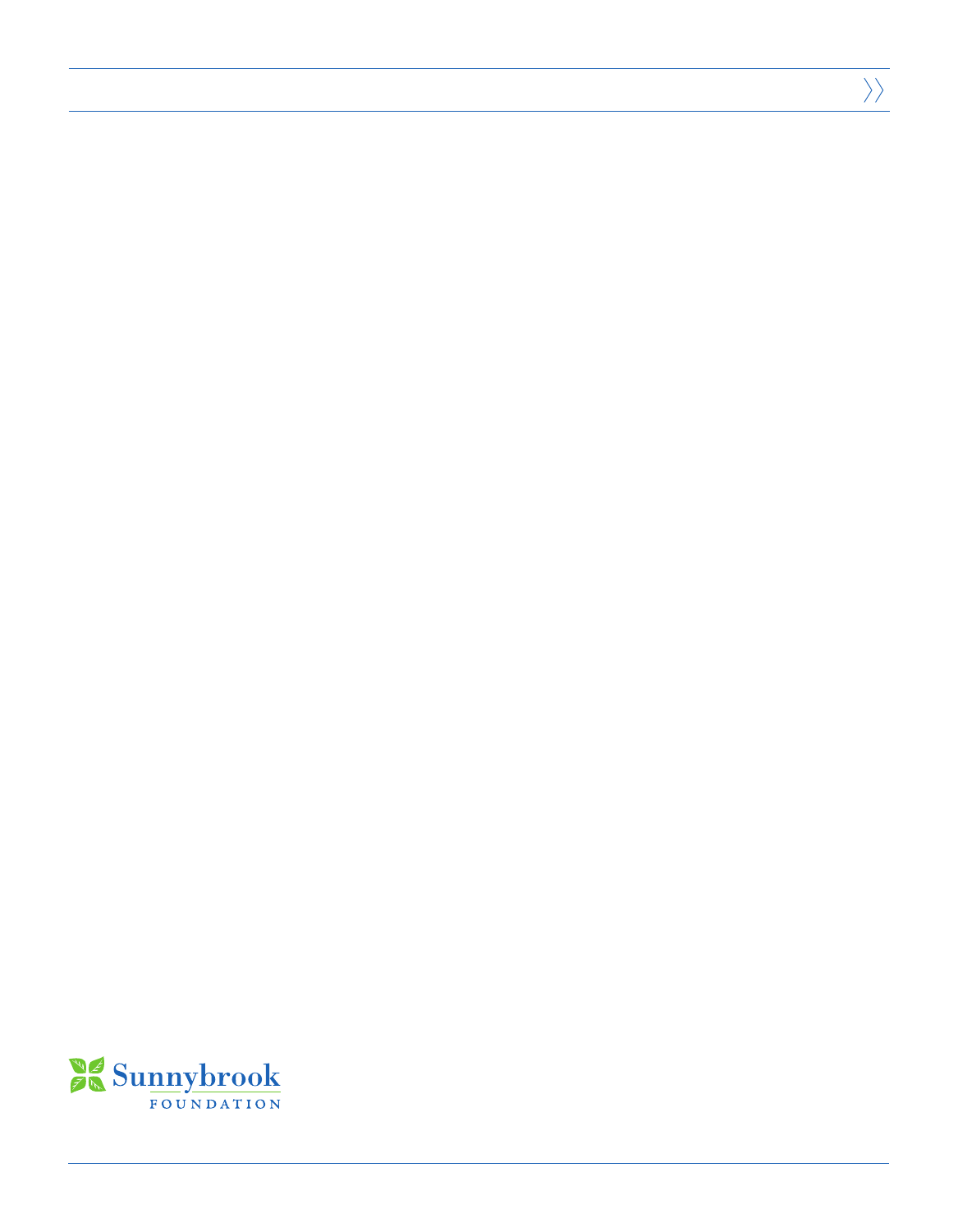Sunnybrook

FOUNDATION